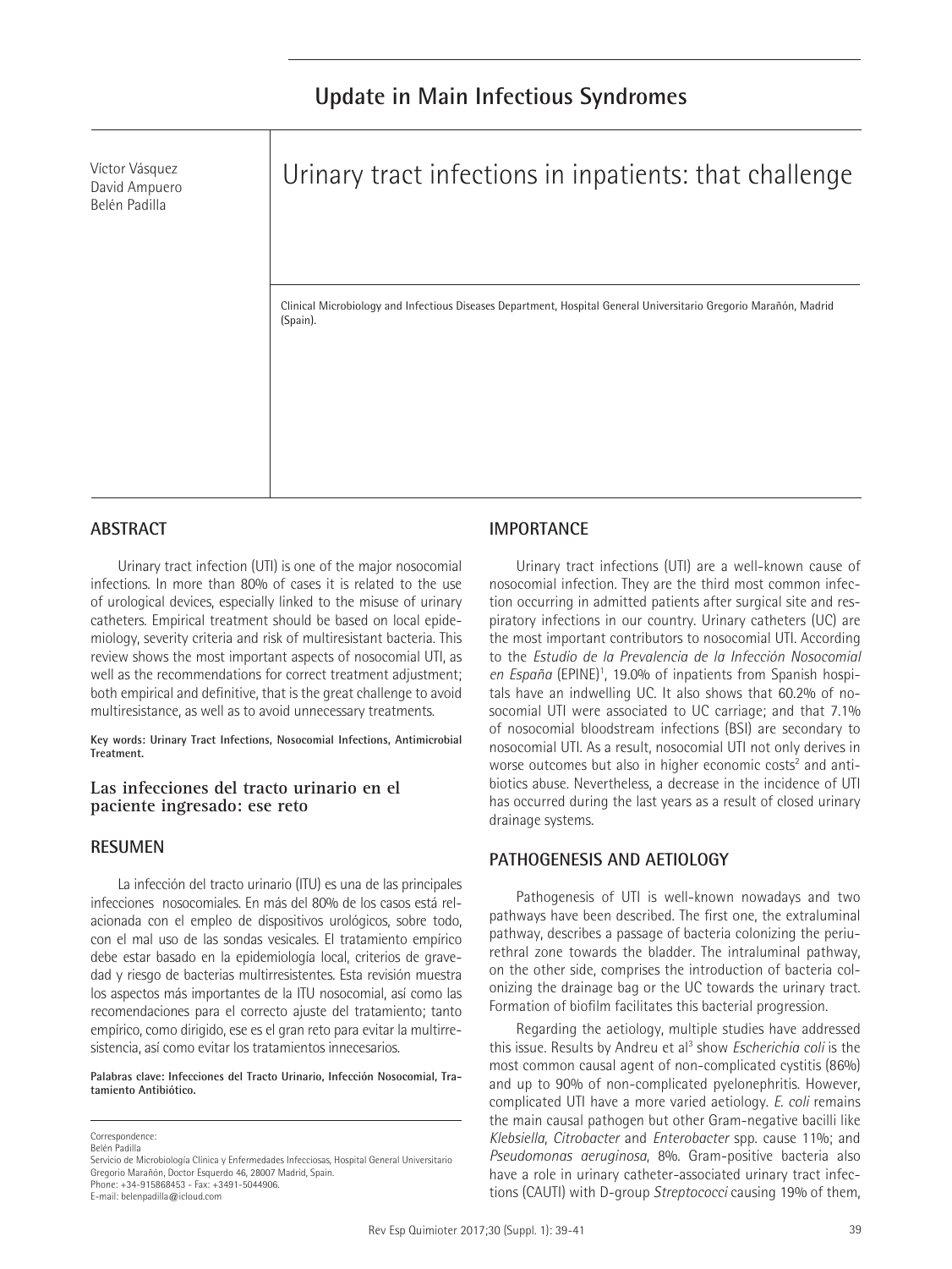## Update in Main Infectious Syndromes

Víctor Vásquez
David Ampuero
Belén Padilla

# Urinary tract infections in inpatients: that challenge

Clinical Microbiology and Infectious Diseases Department, Hospital General Universitario Gregorio Marañón, Madrid (Spain).

## ABSTRACT

Urinary tract infection (UTI) is one of the major nosocomial infections. In more than 80% of cases it is related to the use of urological devices, especially linked to the misuse of urinary catheters. Empirical treatment should be based on local epidemiology, severity criteria and risk of multiresistant bacteria. This review shows the most important aspects of nosocomial UTI, as well as the recommendations for correct treatment adjustment; both empirical and definitive, that is the great challenge to avoid multiresistance, as well as to avoid unnecessary treatments.

**Key words: Urinary Tract Infections, Nosocomial Infections, Antimicrobial Treatment.**

### Las infecciones del tracto urinario en el paciente ingresado: ese reto

## RESUMEN

La infección del tracto urinario (ITU) es una de las principales infecciones nosocomiales. En más del 80% de los casos está relacionada con el empleo de dispositivos urológicos, sobre todo, con el mal uso de las sondas vesicales. El tratamiento empírico debe estar basado en la epidemiología local, criterios de gravedad y riesgo de bacterias multirresistentes. Esta revisión muestra los aspectos más importantes de la ITU nosocomial, así como las recomendaciones para el correcto ajuste del tratamiento; tanto empírico, como dirigido, ese es el gran reto para evitar la multirresistencia, así como evitar los tratamientos innecesarios.

**Palabras clave: Infecciones del Tracto Urinario, Infección Nosocomial, Tratamiento Antibiótico.**

Correspondence:
Belén Padilla
Servicio de Microbiología Clínica y Enfermedades Infecciosas, Hospital General Universitario Gregorio Marañón, Doctor Esquerdo 46, 28007 Madrid, Spain.
Phone: +34-915868453 - Fax: +3491-5044906.
E-mail: belenpadilla@icloud.com

## IMPORTANCE

Urinary tract infections (UTI) are a well-known cause of nosocomial infection. They are the third most common infection occurring in admitted patients after surgical site and respiratory infections in our country. Urinary catheters (UC) are the most important contributors to nosocomial UTI. According to the *Estudio de la Prevalencia de la Infección Nosocomial en España* (EPINE)[1], 19.0% of inpatients from Spanish hospitals have an indwelling UC. It also shows that 60.2% of nosocomial UTI were associated to UC carriage; and that 7.1% of nosocomial bloodstream infections (BSI) are secondary to nosocomial UTI. As a result, nosocomial UTI not only derives in worse outcomes but also in higher economic costs[2] and antibiotics abuse. Nevertheless, a decrease in the incidence of UTI has occurred during the last years as a result of closed urinary drainage systems.

## PATHOGENESIS AND AETIOLOGY

Pathogenesis of UTI is well-known nowadays and two pathways have been described. The first one, the extraluminal pathway, describes a passage of bacteria colonizing the periurethral zone towards the bladder. The intraluminal pathway, on the other side, comprises the introduction of bacteria colonizing the drainage bag or the UC towards the urinary tract. Formation of biofilm facilitates this bacterial progression.

Regarding the aetiology, multiple studies have addressed this issue. Results by Andreu et al[3] show *Escherichia coli* is the most common causal agent of non-complicated cystitis (86%) and up to 90% of non-complicated pyelonephritis. However, complicated UTI have a more varied aetiology. *E. coli* remains the main causal pathogen but other Gram-negative bacilli like *Klebsiella*, *Citrobacter* and *Enterobacter* spp. cause 11%; and *Pseudomonas aeruginosa*, 8%. Gram-positive bacteria also have a role in urinary catheter-associated urinary tract infections (CAUTI) with D-group *Streptococci* causing 19% of them,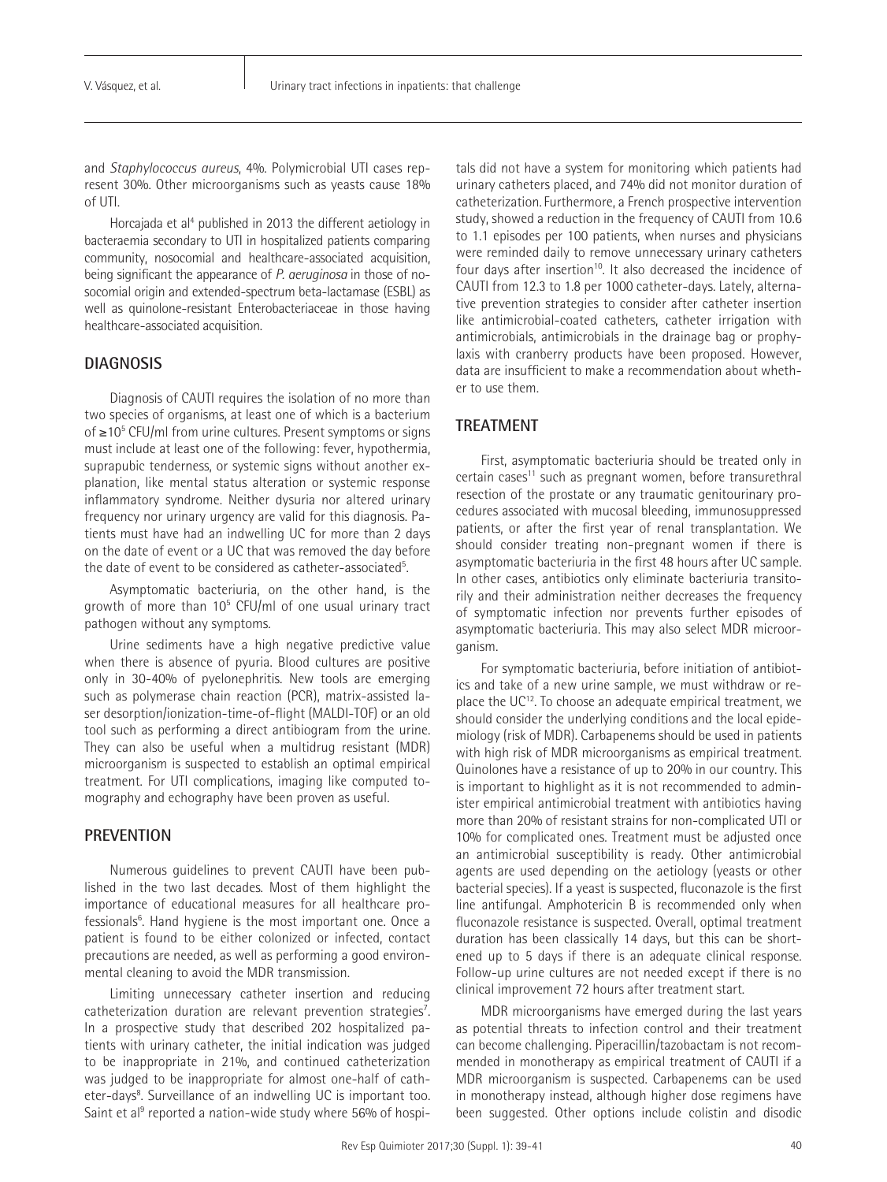and *Staphylococcus aureus*, 4%. Polymicrobial UTI cases represent 30%. Other microorganisms such as yeasts cause 18% of UTI.

Horcajada et al[4] published in 2013 the different aetiology in bacteraemia secondary to UTI in hospitalized patients comparing community, nosocomial and healthcare-associated acquisition, being significant the appearance of *P. aeruginosa* in those of nosocomial origin and extended-spectrum beta-lactamase (ESBL) as well as quinolone-resistant Enterobacteriaceae in those having healthcare-associated acquisition.

## DIAGNOSIS

Diagnosis of CAUTI requires the isolation of no more than two species of organisms, at least one of which is a bacterium of $\geq 10^5$ CFU/ml from urine cultures. Present symptoms or signs must include at least one of the following: fever, hypothermia, suprapubic tenderness, or systemic signs without another explanation, like mental status alteration or systemic response inflammatory syndrome. Neither dysuria nor altered urinary frequency nor urinary urgency are valid for this diagnosis. Patients must have had an indwelling UC for more than 2 days on the date of event or a UC that was removed the day before the date of event to be considered as catheter-associated[5].

Asymptomatic bacteriuria, on the other hand, is the growth of more than $10^5$ CFU/ml of one usual urinary tract pathogen without any symptoms.

Urine sediments have a high negative predictive value when there is absence of pyuria. Blood cultures are positive only in 30-40% of pyelonephritis. New tools are emerging such as polymerase chain reaction (PCR), matrix-assisted laser desorption/ionization-time-of-flight (MALDI-TOF) or an old tool such as performing a direct antibiogram from the urine. They can also be useful when a multidrug resistant (MDR) microorganism is suspected to establish an optimal empirical treatment. For UTI complications, imaging like computed tomography and echography have been proven as useful.

## PREVENTION

Numerous guidelines to prevent CAUTI have been published in the two last decades. Most of them highlight the importance of educational measures for all healthcare professionals[6]. Hand hygiene is the most important one. Once a patient is found to be either colonized or infected, contact precautions are needed, as well as performing a good environmental cleaning to avoid the MDR transmission.

Limiting unnecessary catheter insertion and reducing catheterization duration are relevant prevention strategies[7]. In a prospective study that described 202 hospitalized patients with urinary catheter, the initial indication was judged to be inappropriate in 21%, and continued catheterization was judged to be inappropriate for almost one-half of catheter-days[8]. Surveillance of an indwelling UC is important too. Saint et al[9] reported a nation-wide study where 56% of hospitals did not have a system for monitoring which patients had urinary catheters placed, and 74% did not monitor duration of catheterization. Furthermore, a French prospective intervention study, showed a reduction in the frequency of CAUTI from 10.6 to 1.1 episodes per 100 patients, when nurses and physicians were reminded daily to remove unnecessary urinary catheters four days after insertion[10]. It also decreased the incidence of CAUTI from 12.3 to 1.8 per 1000 catheter-days. Lately, alternative prevention strategies to consider after catheter insertion like antimicrobial-coated catheters, catheter irrigation with antimicrobials, antimicrobials in the drainage bag or prophylaxis with cranberry products have been proposed. However, data are insufficient to make a recommendation about whether to use them.

## TREATMENT

First, asymptomatic bacteriuria should be treated only in certain cases[11] such as pregnant women, before transurethral resection of the prostate or any traumatic genitourinary procedures associated with mucosal bleeding, immunosuppressed patients, or after the first year of renal transplantation. We should consider treating non-pregnant women if there is asymptomatic bacteriuria in the first 48 hours after UC sample. In other cases, antibiotics only eliminate bacteriuria transitorily and their administration neither decreases the frequency of symptomatic infection nor prevents further episodes of asymptomatic bacteriuria. This may also select MDR microorganism.

For symptomatic bacteriuria, before initiation of antibiotics and take of a new urine sample, we must withdraw or replace the UC[12]. To choose an adequate empirical treatment, we should consider the underlying conditions and the local epidemiology (risk of MDR). Carbapenems should be used in patients with high risk of MDR microorganisms as empirical treatment. Quinolones have a resistance of up to 20% in our country. This is important to highlight as it is not recommended to administer empirical antimicrobial treatment with antibiotics having more than 20% of resistant strains for non-complicated UTI or 10% for complicated ones. Treatment must be adjusted once an antimicrobial susceptibility is ready. Other antimicrobial agents are used depending on the aetiology (yeasts or other bacterial species). If a yeast is suspected, fluconazole is the first line antifungal. Amphotericin B is recommended only when fluconazole resistance is suspected. Overall, optimal treatment duration has been classically 14 days, but this can be shortened up to 5 days if there is an adequate clinical response. Follow-up urine cultures are not needed except if there is no clinical improvement 72 hours after treatment start.

MDR microorganisms have emerged during the last years as potential threats to infection control and their treatment can become challenging. Piperacillin/tazobactam is not recommended in monotherapy as empirical treatment of CAUTI if a MDR microorganism is suspected. Carbapenems can be used in monotherapy instead, although higher dose regimens have been suggested. Other options include colistin and disodic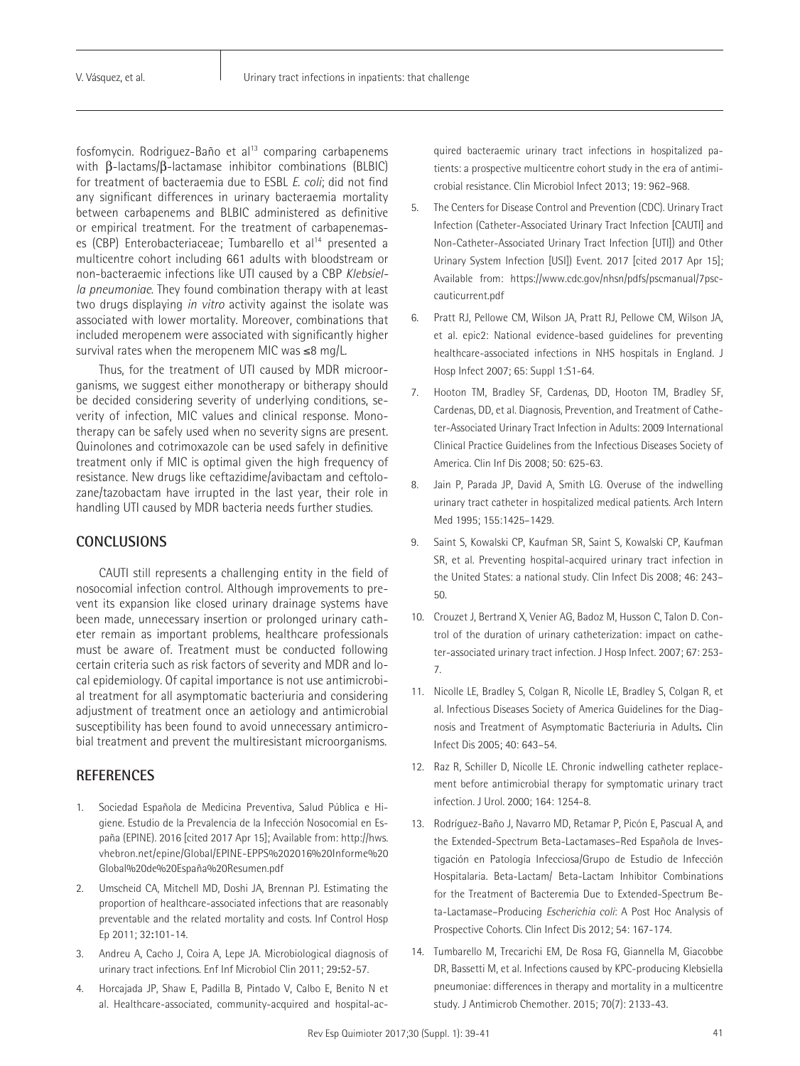fosfomycin. Rodriguez-Baño et al[13] comparing carbapenems with β-lactams/β-lactamase inhibitor combinations (BLBIC) for treatment of bacteraemia due to ESBL *E. coli*; did not find any significant differences in urinary bacteraemia mortality between carbapenems and BLBIC administered as definitive or empirical treatment. For the treatment of carbapenemases (CBP) Enterobacteriaceae; Tumbarello et al[14] presented a multicentre cohort including 661 adults with bloodstream or non-bacteraemic infections like UTI caused by a CBP *Klebsiella pneumoniae*. They found combination therapy with at least two drugs displaying *in vitro* activity against the isolate was associated with lower mortality. Moreover, combinations that included meropenem were associated with significantly higher survival rates when the meropenem MIC was ≤8 mg/L.

Thus, for the treatment of UTI caused by MDR microorganisms, we suggest either monotherapy or bitherapy should be decided considering severity of underlying conditions, severity of infection, MIC values and clinical response. Monotherapy can be safely used when no severity signs are present. Quinolones and cotrimoxazole can be used safely in definitive treatment only if MIC is optimal given the high frequency of resistance. New drugs like ceftazidime/avibactam and ceftolozane/tazobactam have irrupted in the last year, their role in handling UTI caused by MDR bacteria needs further studies.

## CONCLUSIONS

CAUTI still represents a challenging entity in the field of nosocomial infection control. Although improvements to prevent its expansion like closed urinary drainage systems have been made, unnecessary insertion or prolonged urinary catheter remain as important problems, healthcare professionals must be aware of. Treatment must be conducted following certain criteria such as risk factors of severity and MDR and local epidemiology. Of capital importance is not use antimicrobial treatment for all asymptomatic bacteriuria and considering adjustment of treatment once an aetiology and antimicrobial susceptibility has been found to avoid unnecessary antimicrobial treatment and prevent the multiresistant microorganisms.

## REFERENCES

1. Sociedad Española de Medicina Preventiva, Salud Pública e Higiene. Estudio de la Prevalencia de la Infección Nosocomial en España (EPINE). 2016 [cited 2017 Apr 15]; Available from: http://hws.vhebron.net/epine/Global/EPINE-EPPS%202016%20Informe%20Global%20de%20España%20Resumen.pdf
2. Umscheid CA, Mitchell MD, Doshi JA, Brennan PJ. Estimating the proportion of healthcare-associated infections that are reasonably preventable and the related mortality and costs. Inf Control Hosp Ep 2011; 32:101-14.
3. Andreu A, Cacho J, Coira A, Lepe JA. Microbiological diagnosis of urinary tract infections. Enf Inf Microbiol Clin 2011; 29:52-57.
4. Horcajada JP, Shaw E, Padilla B, Pintado V, Calbo E, Benito N et al. Healthcare-associated, community-acquired and hospital-acquired bacteraemic urinary tract infections in hospitalized patients: a prospective multicentre cohort study in the era of antimicrobial resistance. Clin Microbiol Infect 2013; 19: 962–968.
5. The Centers for Disease Control and Prevention (CDC). Urinary Tract Infection (Catheter-Associated Urinary Tract Infection [CAUTI] and Non-Catheter-Associated Urinary Tract Infection [UTI]) and Other Urinary System Infection [USI]) Event. 2017 [cited 2017 Apr 15]; Available from: https://www.cdc.gov/nhsn/pdfs/pscmanual/7psccauticurrent.pdf
6. Pratt RJ, Pellowe CM, Wilson JA, Pratt RJ, Pellowe CM, Wilson JA, et al. epic2: National evidence-based guidelines for preventing healthcare-associated infections in NHS hospitals in England. J Hosp Infect 2007; 65: Suppl 1:S1-64.
7. Hooton TM, Bradley SF, Cardenas, DD, Hooton TM, Bradley SF, Cardenas, DD, et al. Diagnosis, Prevention, and Treatment of Catheter-Associated Urinary Tract Infection in Adults: 2009 International Clinical Practice Guidelines from the Infectious Diseases Society of America. Clin Inf Dis 2008; 50: 625-63.
8. Jain P, Parada JP, David A, Smith LG. Overuse of the indwelling urinary tract catheter in hospitalized medical patients. Arch Intern Med 1995; 155:1425–1429.
9. Saint S, Kowalski CP, Kaufman SR, Saint S, Kowalski CP, Kaufman SR, et al. Preventing hospital-acquired urinary tract infection in the United States: a national study. Clin Infect Dis 2008; 46: 243–50.
10. Crouzet J, Bertrand X, Venier AG, Badoz M, Husson C, Talon D. Control of the duration of urinary catheterization: impact on catheter-associated urinary tract infection. J Hosp Infect. 2007; 67: 253-7.
11. Nicolle LE, Bradley S, Colgan R, Nicolle LE, Bradley S, Colgan R, et al. Infectious Diseases Society of America Guidelines for the Diagnosis and Treatment of Asymptomatic Bacteriuria in Adults**.** Clin Infect Dis 2005; 40: 643–54.
12. Raz R, Schiller D, Nicolle LE. Chronic indwelling catheter replacement before antimicrobial therapy for symptomatic urinary tract infection. J Urol. 2000; 164: 1254-8.
13. Rodríguez-Baño J, Navarro MD, Retamar P, Picón E, Pascual A, and the Extended-Spectrum Beta-Lactamases–Red Española de Investigación en Patología Infecciosa/Grupo de Estudio de Infección Hospitalaria. Beta-Lactam/ Beta-Lactam Inhibitor Combinations for the Treatment of Bacteremia Due to Extended-Spectrum Beta-Lactamase–Producing *Escherichia coli*: A Post Hoc Analysis of Prospective Cohorts. Clin Infect Dis 2012; 54: 167-174.
14. Tumbarello M, Trecarichi EM, De Rosa FG, Giannella M, Giacobbe DR, Bassetti M, et al. Infections caused by KPC-producing Klebsiella pneumoniae: differences in therapy and mortality in a multicentre study. J Antimicrob Chemother. 2015; 70(7): 2133-43.